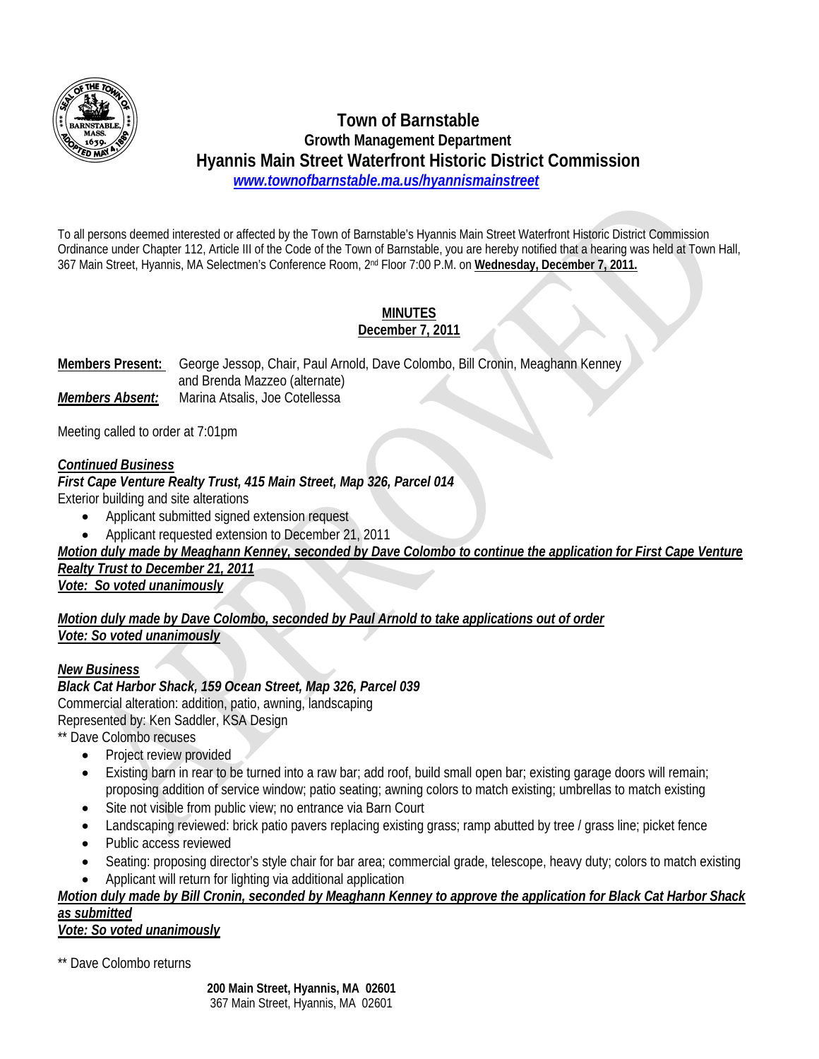# Town of Barnstable
## Growth Management Department
## Hyannis Main Street Waterfront Historic District Commission

*www.townofbarnstable.ma.us/hyannismainstreet*

To all persons deemed interested or affected by the Town of Barnstable's Hyannis Main Street Waterfront Historic District Commission Ordinance under Chapter 112, Article III of the Code of the Town of Barnstable, you are hereby notified that a hearing was held at Town Hall, 367 Main Street, Hyannis, MA Selectmen's Conference Room, 2nd Floor 7:00 P.M. on **Wednesday, December 7, 2011.**

**MINUTES**
**December 7, 2011**

**Members Present:** George Jessop, Chair, Paul Arnold, Dave Colombo, Bill Cronin, Meaghann Kenney and Brenda Mazzeo (alternate)
***Members Absent:*** Marina Atsalis, Joe Cotellessa

Meeting called to order at 7:01pm

***Continued Business***
***First Cape Venture Realty Trust, 415 Main Street, Map 326, Parcel 014***
Exterior building and site alterations

- Applicant submitted signed extension request
- Applicant requested extension to December 21, 2011

***Motion duly made by Meaghann Kenney, seconded by Dave Colombo to continue the application for First Cape Venture Realty Trust to December 21, 2011***
***Vote: So voted unanimously***

***Motion duly made by Dave Colombo, seconded by Paul Arnold to take applications out of order***
***Vote: So voted unanimously***

***New Business***
***Black Cat Harbor Shack, 159 Ocean Street, Map 326, Parcel 039***
Commercial alteration: addition, patio, awning, landscaping
Represented by: Ken Saddler, KSA Design
** Dave Colombo recuses

- Project review provided
- Existing barn in rear to be turned into a raw bar; add roof, build small open bar; existing garage doors will remain; proposing addition of service window; patio seating; awning colors to match existing; umbrellas to match existing
- Site not visible from public view; no entrance via Barn Court
- Landscaping reviewed: brick patio pavers replacing existing grass; ramp abutted by tree / grass line; picket fence
- Public access reviewed
- Seating: proposing director's style chair for bar area; commercial grade, telescope, heavy duty; colors to match existing
- Applicant will return for lighting via additional application

***Motion duly made by Bill Cronin, seconded by Meaghann Kenney to approve the application for Black Cat Harbor Shack as submitted***
***Vote: So voted unanimously***

** Dave Colombo returns

**200 Main Street, Hyannis, MA 02601**
367 Main Street, Hyannis, MA 02601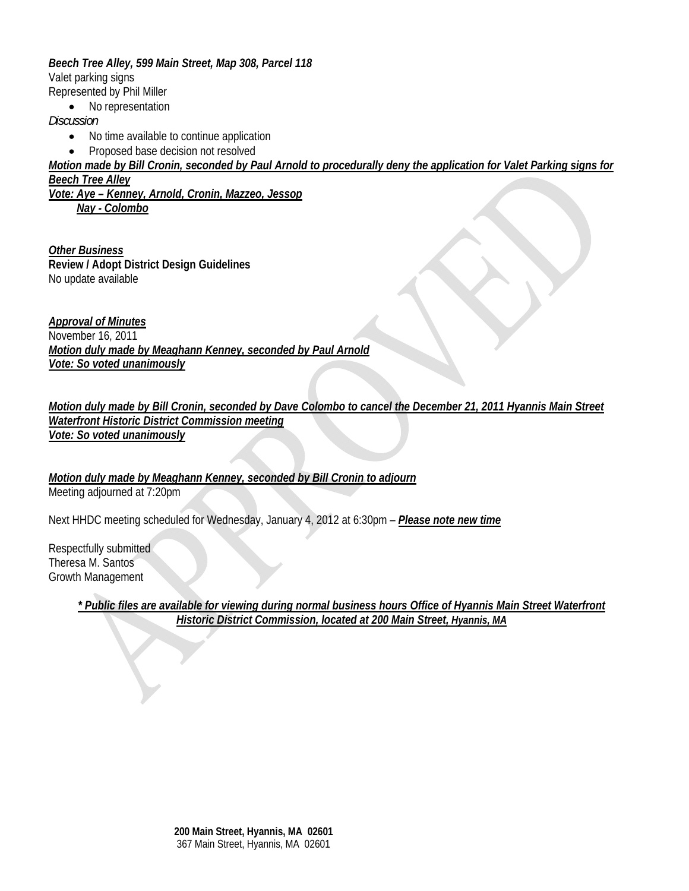***Beech Tree Alley, 599 Main Street, Map 308, Parcel 118***
Valet parking signs
Represented by Phil Miller

- No representation

*Discussion*

- No time available to continue application
- Proposed base decision not resolved

***Motion made by Bill Cronin, seconded by Paul Arnold to procedurally deny the application for Valet Parking signs for Beech Tree Alley***
***Vote: Aye – Kenney, Arnold, Cronin, Mazzeo, Jessop***
***Nay - Colombo***

***Other Business***
**Review / Adopt District Design Guidelines**
No update available

***Approval of Minutes***
November 16, 2011
***Motion duly made by Meaghann Kenney, seconded by Paul Arnold***
***Vote: So voted unanimously***

***Motion duly made by Bill Cronin, seconded by Dave Colombo to cancel the December 21, 2011 Hyannis Main Street Waterfront Historic District Commission meeting***
***Vote: So voted unanimously***

***Motion duly made by Meaghann Kenney, seconded by Bill Cronin to adjourn***
Meeting adjourned at 7:20pm

Next HHDC meeting scheduled for Wednesday, January 4, 2012 at 6:30pm – ***Please note new time***

Respectfully submitted
Theresa M. Santos
Growth Management

***\* Public files are available for viewing during normal business hours Office of Hyannis Main Street Waterfront Historic District Commission, located at 200 Main Street, Hyannis, MA***

**200 Main Street, Hyannis, MA 02601**
367 Main Street, Hyannis, MA 02601